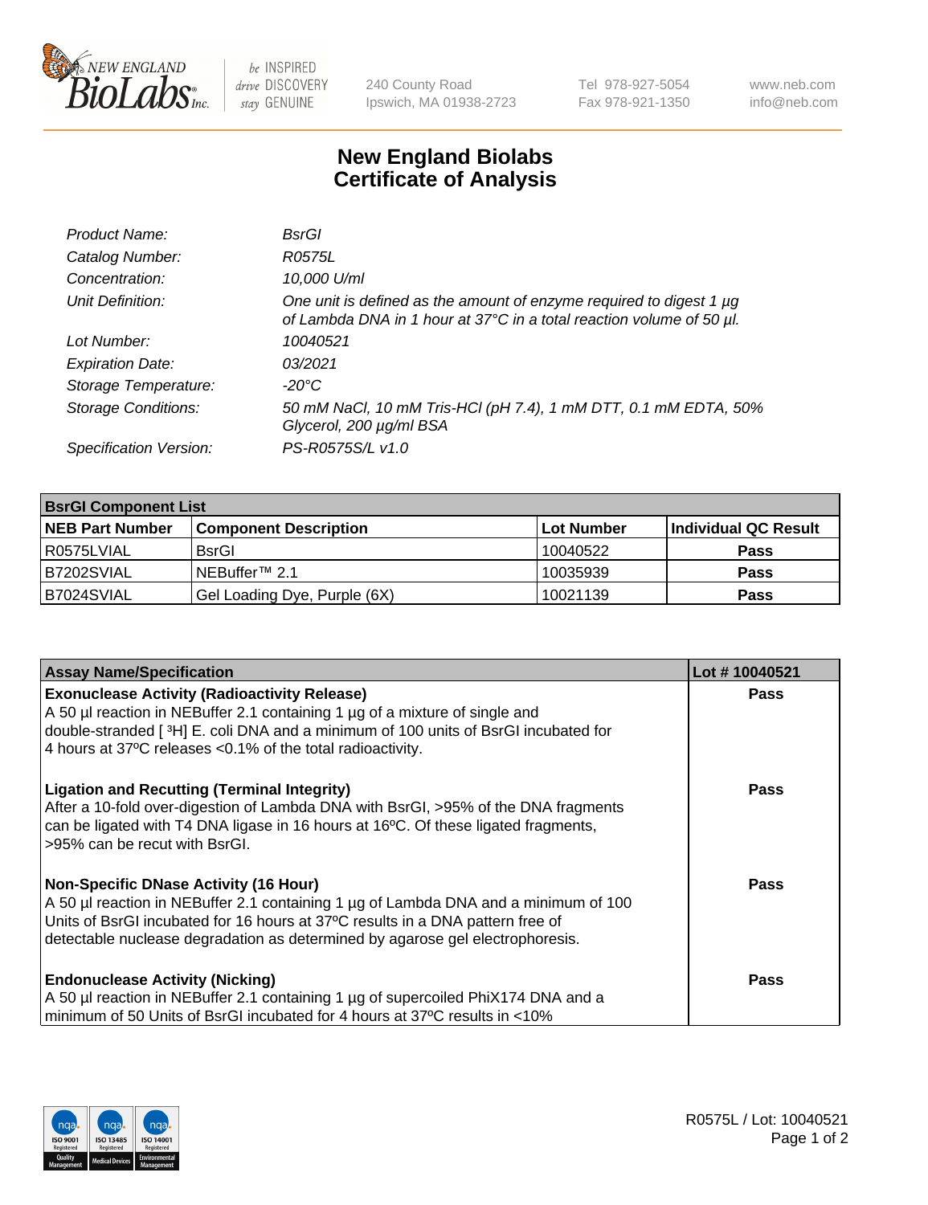# New England Biolabs
# Certificate of Analysis

| | |
|---|---|
| *Product Name:* | *BsrGI* |
| *Catalog Number:* | *R0575L* |
| *Concentration:* | *10,000 U/ml* |
| *Unit Definition:* | *One unit is defined as the amount of enzyme required to digest 1 µg of Lambda DNA in 1 hour at 37°C in a total reaction volume of 50 µl.* |
| *Lot Number:* | *10040521* |
| *Expiration Date:* | *03/2021* |
| *Storage Temperature:* | *-20°C* |
| *Storage Conditions:* | *50 mM NaCl, 10 mM Tris-HCl (pH 7.4), 1 mM DTT, 0.1 mM EDTA, 50% Glycerol, 200 µg/ml BSA* |
| *Specification Version:* | *PS-R0575S/L v1.0* |

| **BsrGI Component List** | | | |
|---|---|---|---|
| **NEB Part Number** | **Component Description** | **Lot Number** | **Individual QC Result** |
| R0575LVIAL | BsrGI | 10040522 | **Pass** |
| B7202SVIAL | NEBuffer™ 2.1 | 10035939 | **Pass** |
| B7024SVIAL | Gel Loading Dye, Purple (6X) | 10021139 | **Pass** |

| **Assay Name/Specification** | **Lot # 10040521** |
|---|---|
| **Exonuclease Activity (Radioactivity Release)**<br>A 50 µl reaction in NEBuffer 2.1 containing 1 µg of a mixture of single and double-stranded [ $^3$H] E. coli DNA and a minimum of 100 units of BsrGI incubated for 4 hours at 37ºC releases <0.1% of the total radioactivity. | **Pass** |
| **Ligation and Recutting (Terminal Integrity)**<br>After a 10-fold over-digestion of Lambda DNA with BsrGI, >95% of the DNA fragments can be ligated with T4 DNA ligase in 16 hours at 16ºC. Of these ligated fragments, >95% can be recut with BsrGI. | **Pass** |
| **Non-Specific DNase Activity (16 Hour)**<br>A 50 µl reaction in NEBuffer 2.1 containing 1 µg of Lambda DNA and a minimum of 100 Units of BsrGI incubated for 16 hours at 37ºC results in a DNA pattern free of detectable nuclease degradation as determined by agarose gel electrophoresis. | **Pass** |
| **Endonuclease Activity (Nicking)**<br>A 50 µl reaction in NEBuffer 2.1 containing 1 µg of supercoiled PhiX174 DNA and a minimum of 50 Units of BsrGI incubated for 4 hours at 37ºC results in <10% | **Pass** |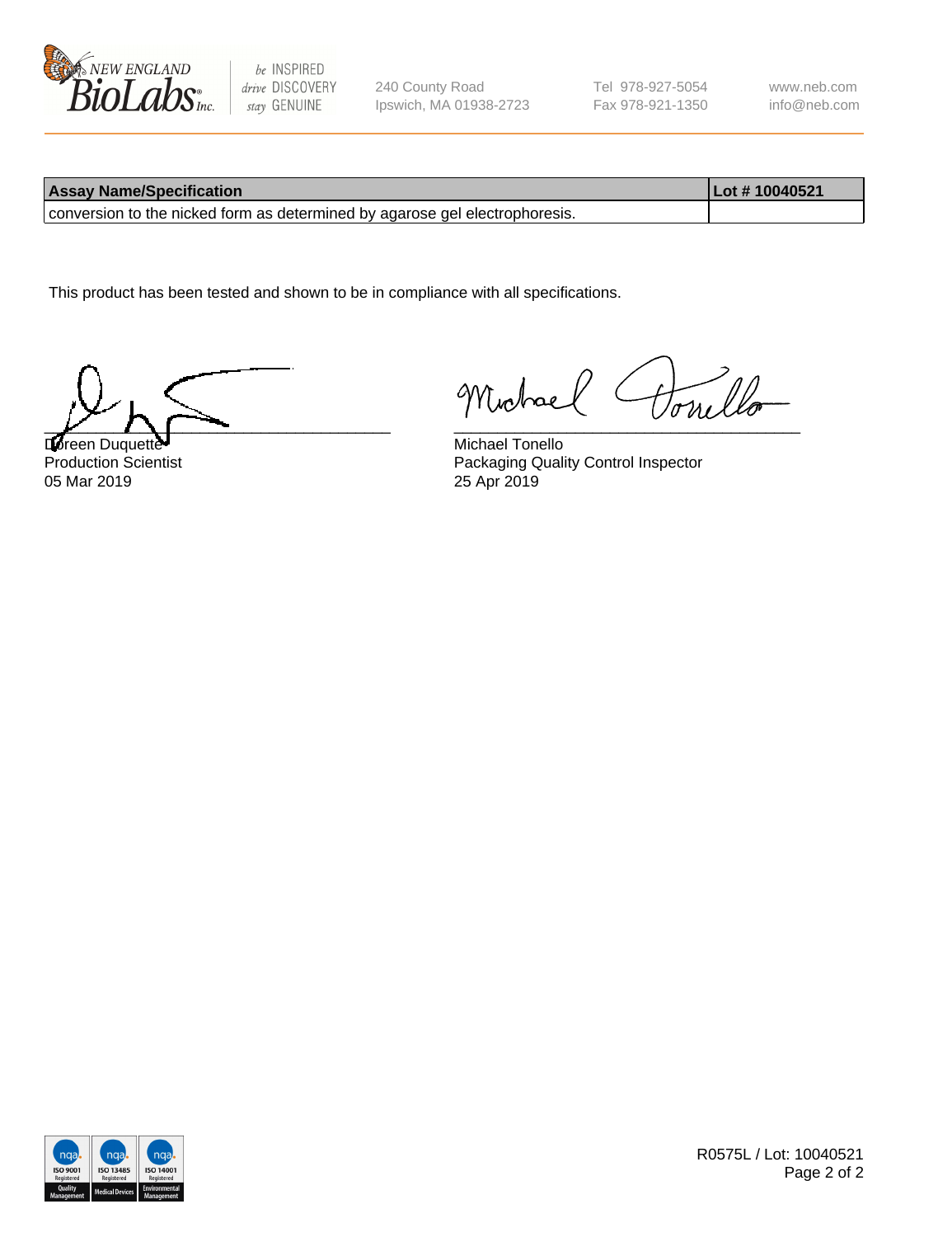New England BioLabs Inc. — be INSPIRED drive DISCOVERY stay GENUINE

240 County Road
Ipswich, MA 01938-2723

Tel 978-927-5054
Fax 978-921-1350

www.neb.com
info@neb.com

| Assay Name/Specification | Lot # 10040521 |
| --- | --- |
| conversion to the nicked form as determined by agarose gel electrophoresis. | |

This product has been tested and shown to be in compliance with all specifications.

Doreen Duquette
Production Scientist
05 Mar 2019

Michael Tonello
Packaging Quality Control Inspector
25 Apr 2019

R0575L / Lot: 10040521